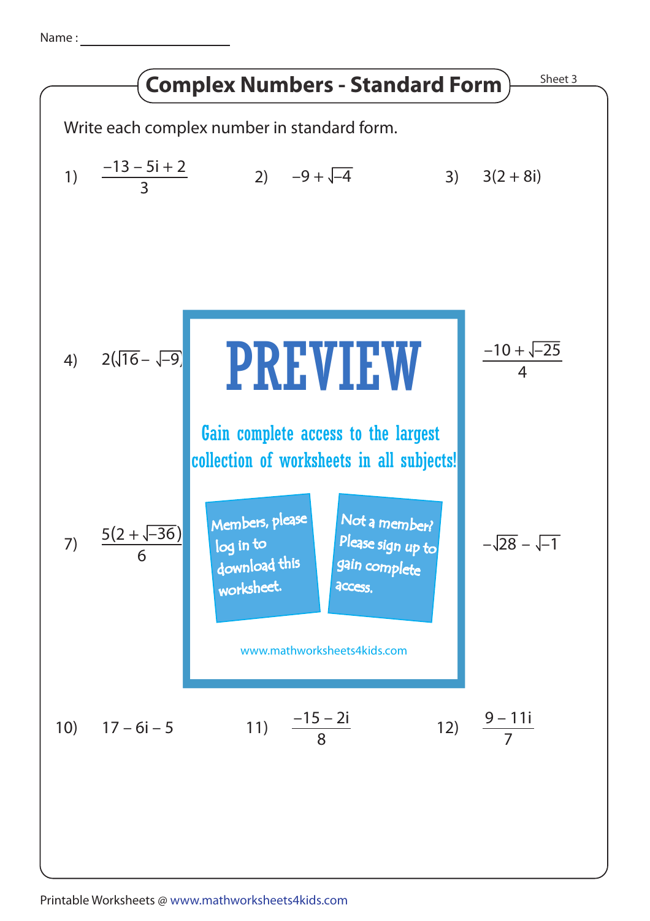Name : ____________________

# Complex Numbers - Standard Form

Sheet 3

Write each complex number in standard form.

1) $\dfrac{-13 - 5i + 2}{3}$

2) $-9 + \sqrt{-4}$

3) $3(2 + 8i)$

4) $2(\sqrt{16} - \sqrt{-9})$

6) $\dfrac{-10 + \sqrt{-25}}{4}$

**PREVIEW**

Gain complete access to the largest collection of worksheets in all subjects!

Members, please log in to download this worksheet.

Not a member? Please sign up to gain complete access.

www.mathworksheets4kids.com

7) $\dfrac{5(2 + \sqrt{-36})}{6}$

9) $-\sqrt{28} - \sqrt{-1}$

10) $17 - 6i - 5$

11) $\dfrac{-15 - 2i}{8}$

12) $\dfrac{9 - 11i}{7}$

Printable Worksheets @ www.mathworksheets4kids.com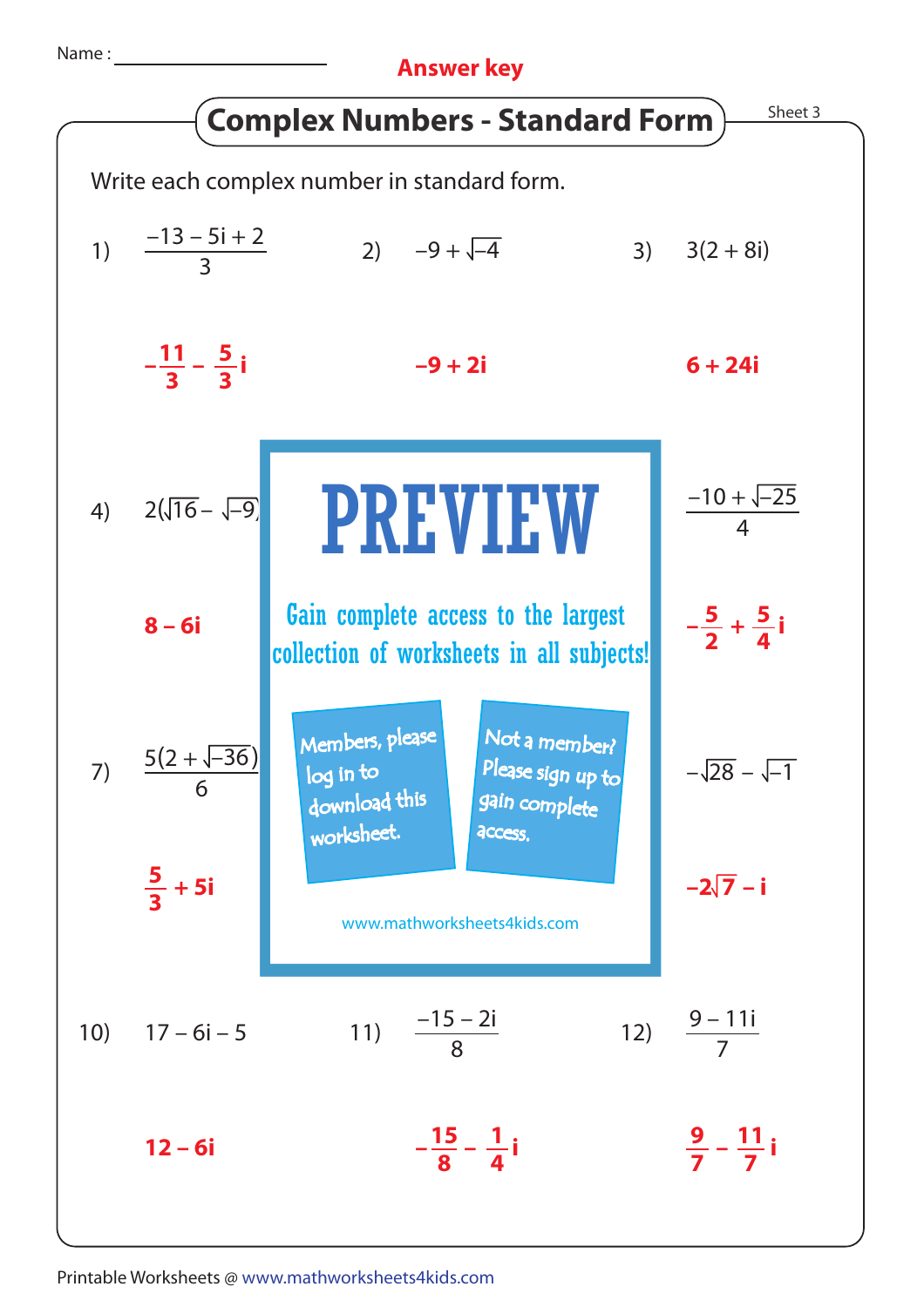Name : ____________________

**Answer key**

# Complex Numbers - Standard Form

Sheet 3

Write each complex number in standard form.

1) $\frac{-13 - 5i + 2}{3}$

$-\frac{11}{3} - \frac{5}{3}i$

2) $-9 + \sqrt{-4}$

$-9 + 2i$

3) $3(2 + 8i)$

$6 + 24i$

4) $2(\sqrt{16} - \sqrt{-9})$

$8 - 6i$

$\frac{-10 + \sqrt{-25}}{4}$

$-\frac{5}{2} + \frac{5}{4}i$

**PREVIEW**

Gain complete access to the largest collection of worksheets in all subjects!

Members, please log in to download this worksheet.

Not a member? Please sign up to gain complete access.

www.mathworksheets4kids.com

7) $\frac{5(2 + \sqrt{-36})}{6}$

$\frac{5}{3} + 5i$

$-\sqrt{28} - \sqrt{-1}$

$-2\sqrt{7} - i$

10) $17 - 6i - 5$

$12 - 6i$

11) $\frac{-15 - 2i}{8}$

$-\frac{15}{8} - \frac{1}{4}i$

12) $\frac{9 - 11i}{7}$

$\frac{9}{7} - \frac{11}{7}i$

Printable Worksheets @ www.mathworksheets4kids.com